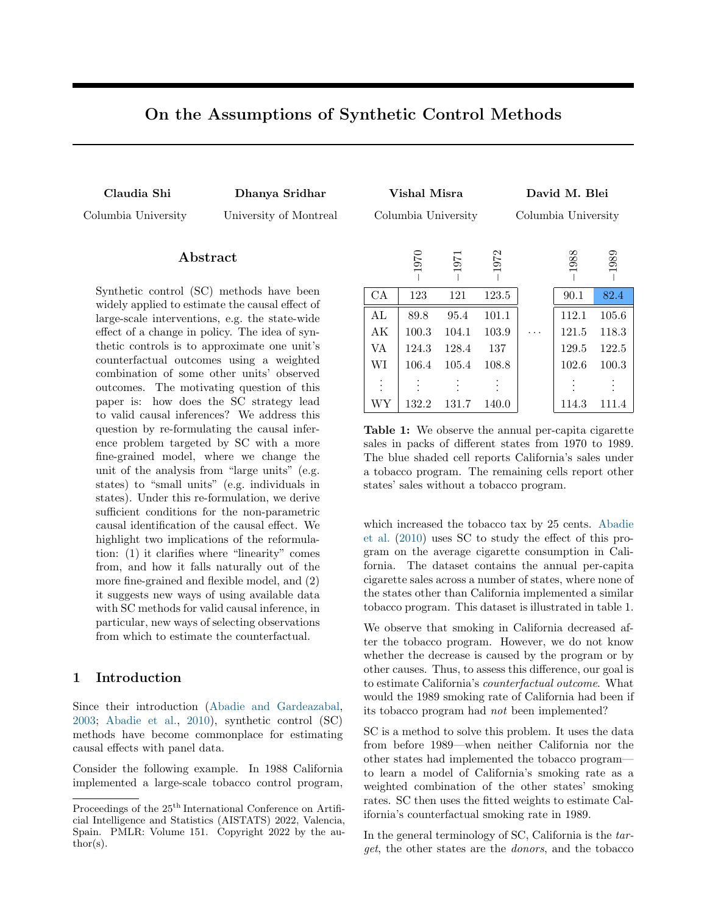# On the Assumptions of Synthetic Control Methods

**Claudia Shi**
Columbia University

**Dhanya Sridhar**
University of Montreal

**Vishal Misra**
Columbia University

**David M. Blei**
Columbia University

## Abstract

Synthetic control (SC) methods have been widely applied to estimate the causal effect of large-scale interventions, e.g. the state-wide effect of a change in policy. The idea of synthetic controls is to approximate one unit's counterfactual outcomes using a weighted combination of some other units' observed outcomes. The motivating question of this paper is: how does the SC strategy lead to valid causal inferences? We address this question by re-formulating the causal inference problem targeted by SC with a more fine-grained model, where we change the unit of the analysis from "large units" (e.g. states) to "small units" (e.g. individuals in states). Under this re-formulation, we derive sufficient conditions for the non-parametric causal identification of the causal effect. We highlight two implications of the reformulation: (1) it clarifies where "linearity" comes from, and how it falls naturally out of the more fine-grained and flexible model, and (2) it suggests new ways of using available data with SC methods for valid causal inference, in particular, new ways of selecting observations from which to estimate the counterfactual.

## 1 Introduction

Since their introduction (Abadie and Gardeazabal, 2003; Abadie et al., 2010), synthetic control (SC) methods have become commonplace for estimating causal effects with panel data.

Consider the following example. In 1988 California implemented a large-scale tobacco control program, which increased the tobacco tax by 25 cents. Abadie et al. (2010) uses SC to study the effect of this program on the average cigarette consumption in California. The dataset contains the annual per-capita cigarette sales across a number of states, where none of the states other than California implemented a similar tobacco program. This dataset is illustrated in table 1.

| | 1970 | 1971 | 1972 | | 1988 | 1989 |
|---|---|---|---|---|---|---|
| CA | 123 | 121 | 123.5 | | 90.1 | 82.4 |
| AL | 89.8 | 95.4 | 101.1 | ⋯ | 112.1 | 105.6 |
| AK | 100.3 | 104.1 | 103.9 | | 121.5 | 118.3 |
| VA | 124.3 | 128.4 | 137 | | 129.5 | 122.5 |
| WI | 106.4 | 105.4 | 108.8 | | 102.6 | 100.3 |
| ⋮ | ⋮ | ⋮ | ⋮ | | ⋮ | ⋮ |
| WY | 132.2 | 131.7 | 140.0 | | 114.3 | 111.4 |

**Table 1:** We observe the annual per-capita cigarette sales in packs of different states from 1970 to 1989. The blue shaded cell reports California's sales under a tobacco program. The remaining cells report other states' sales without a tobacco program.

We observe that smoking in California decreased after the tobacco program. However, we do not know whether the decrease is caused by the program or by other causes. Thus, to assess this difference, our goal is to estimate California's *counterfactual outcome*. What would the 1989 smoking rate of California had been if its tobacco program had *not* been implemented?

SC is a method to solve this problem. It uses the data from before 1989—when neither California nor the other states had implemented the tobacco program—to learn a model of California's smoking rate as a weighted combination of the other states' smoking rates. SC then uses the fitted weights to estimate California's counterfactual smoking rate in 1989.

In the general terminology of SC, California is the *target*, the other states are the *donors*, and the tobacco

Proceedings of the 25[th] International Conference on Artificial Intelligence and Statistics (AISTATS) 2022, Valencia, Spain. PMLR: Volume 151. Copyright 2022 by the author(s).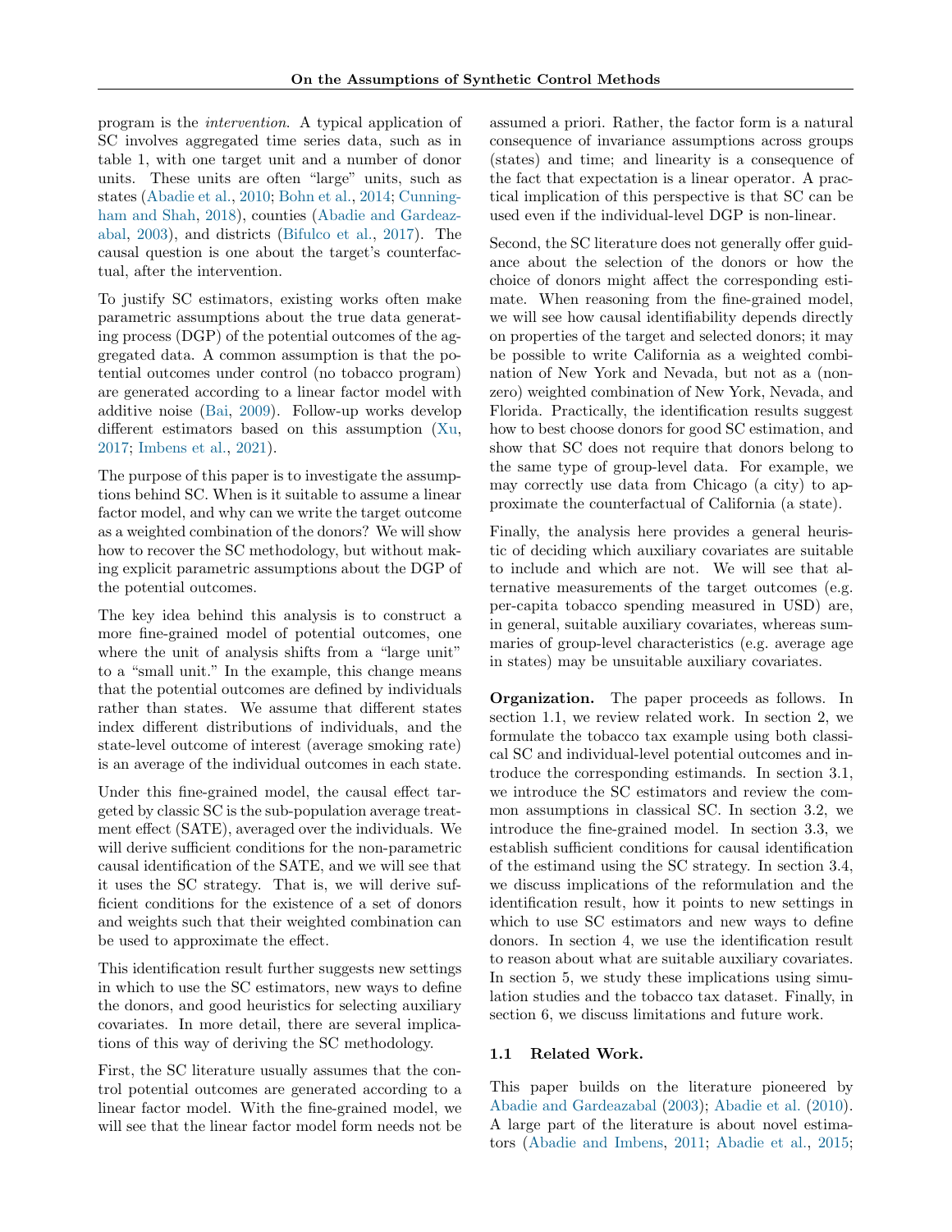program is the *intervention*. A typical application of SC involves aggregated time series data, such as in table 1, with one target unit and a number of donor units. These units are often "large" units, such as states (Abadie et al., 2010; Bohn et al., 2014; Cunningham and Shah, 2018), counties (Abadie and Gardeazabal, 2003), and districts (Bifulco et al., 2017). The causal question is one about the target's counterfactual, after the intervention.

To justify SC estimators, existing works often make parametric assumptions about the true data generating process (DGP) of the potential outcomes of the aggregated data. A common assumption is that the potential outcomes under control (no tobacco program) are generated according to a linear factor model with additive noise (Bai, 2009). Follow-up works develop different estimators based on this assumption (Xu, 2017; Imbens et al., 2021).

The purpose of this paper is to investigate the assumptions behind SC. When is it suitable to assume a linear factor model, and why can we write the target outcome as a weighted combination of the donors? We will show how to recover the SC methodology, but without making explicit parametric assumptions about the DGP of the potential outcomes.

The key idea behind this analysis is to construct a more fine-grained model of potential outcomes, one where the unit of analysis shifts from a "large unit" to a "small unit." In the example, this change means that the potential outcomes are defined by individuals rather than states. We assume that different states index different distributions of individuals, and the state-level outcome of interest (average smoking rate) is an average of the individual outcomes in each state.

Under this fine-grained model, the causal effect targeted by classic SC is the sub-population average treatment effect (SATE), averaged over the individuals. We will derive sufficient conditions for the non-parametric causal identification of the SATE, and we will see that it uses the SC strategy. That is, we will derive sufficient conditions for the existence of a set of donors and weights such that their weighted combination can be used to approximate the effect.

This identification result further suggests new settings in which to use the SC estimators, new ways to define the donors, and good heuristics for selecting auxiliary covariates. In more detail, there are several implications of this way of deriving the SC methodology.

First, the SC literature usually assumes that the control potential outcomes are generated according to a linear factor model. With the fine-grained model, we will see that the linear factor model form needs not be assumed a priori. Rather, the factor form is a natural consequence of invariance assumptions across groups (states) and time; and linearity is a consequence of the fact that expectation is a linear operator. A practical implication of this perspective is that SC can be used even if the individual-level DGP is non-linear.

Second, the SC literature does not generally offer guidance about the selection of the donors or how the choice of donors might affect the corresponding estimate. When reasoning from the fine-grained model, we will see how causal identifiability depends directly on properties of the target and selected donors; it may be possible to write California as a weighted combination of New York and Nevada, but not as a (nonzero) weighted combination of New York, Nevada, and Florida. Practically, the identification results suggest how to best choose donors for good SC estimation, and show that SC does not require that donors belong to the same type of group-level data. For example, we may correctly use data from Chicago (a city) to approximate the counterfactual of California (a state).

Finally, the analysis here provides a general heuristic of deciding which auxiliary covariates are suitable to include and which are not. We will see that alternative measurements of the target outcomes (e.g. per-capita tobacco spending measured in USD) are, in general, suitable auxiliary covariates, whereas summaries of group-level characteristics (e.g. average age in states) may be unsuitable auxiliary covariates.

**Organization.** The paper proceeds as follows. In section 1.1, we review related work. In section 2, we formulate the tobacco tax example using both classical SC and individual-level potential outcomes and introduce the corresponding estimands. In section 3.1, we introduce the SC estimators and review the common assumptions in classical SC. In section 3.2, we introduce the fine-grained model. In section 3.3, we establish sufficient conditions for causal identification of the estimand using the SC strategy. In section 3.4, we discuss implications of the reformulation and the identification result, how it points to new settings in which to use SC estimators and new ways to define donors. In section 4, we use the identification result to reason about what are suitable auxiliary covariates. In section 5, we study these implications using simulation studies and the tobacco tax dataset. Finally, in section 6, we discuss limitations and future work.

### 1.1 Related Work.

This paper builds on the literature pioneered by Abadie and Gardeazabal (2003); Abadie et al. (2010). A large part of the literature is about novel estimators (Abadie and Imbens, 2011; Abadie et al., 2015;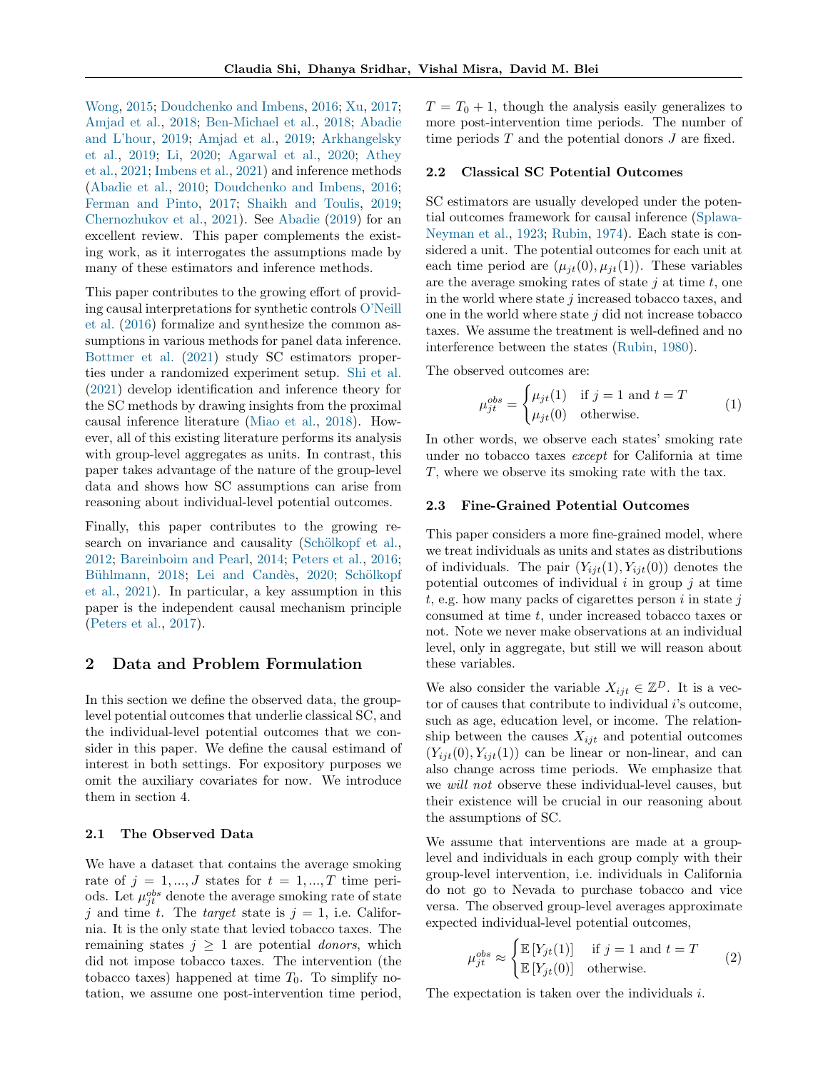Wong, 2015; Doudchenko and Imbens, 2016; Xu, 2017; Amjad et al., 2018; Ben-Michael et al., 2018; Abadie and L'hour, 2019; Amjad et al., 2019; Arkhangelsky et al., 2019; Li, 2020; Agarwal et al., 2020; Athey et al., 2021; Imbens et al., 2021) and inference methods (Abadie et al., 2010; Doudchenko and Imbens, 2016; Ferman and Pinto, 2017; Shaikh and Toulis, 2019; Chernozhukov et al., 2021). See Abadie (2019) for an excellent review. This paper complements the existing work, as it interrogates the assumptions made by many of these estimators and inference methods.

This paper contributes to the growing effort of providing causal interpretations for synthetic controls O'Neill et al. (2016) formalize and synthesize the common assumptions in various methods for panel data inference. Bottmer et al. (2021) study SC estimators properties under a randomized experiment setup. Shi et al. (2021) develop identification and inference theory for the SC methods by drawing insights from the proximal causal inference literature (Miao et al., 2018). However, all of this existing literature performs its analysis with group-level aggregates as units. In contrast, this paper takes advantage of the nature of the group-level data and shows how SC assumptions can arise from reasoning about individual-level potential outcomes.

Finally, this paper contributes to the growing research on invariance and causality (Schölkopf et al., 2012; Bareinboim and Pearl, 2014; Peters et al., 2016; Bühlmann, 2018; Lei and Candès, 2020; Schölkopf et al., 2021). In particular, a key assumption in this paper is the independent causal mechanism principle (Peters et al., 2017).

## 2 Data and Problem Formulation

In this section we define the observed data, the group-level potential outcomes that underlie classical SC, and the individual-level potential outcomes that we consider in this paper. We define the causal estimand of interest in both settings. For expository purposes we omit the auxiliary covariates for now. We introduce them in section 4.

### 2.1 The Observed Data

We have a dataset that contains the average smoking rate of $j = 1, ..., J$ states for $t = 1, ..., T$ time periods. Let $\mu_{jt}^{obs}$ denote the average smoking rate of state $j$ and time $t$. The *target* state is $j = 1$, i.e. California. It is the only state that levied tobacco taxes. The remaining states $j \geq 1$ are potential *donors*, which did not impose tobacco taxes. The intervention (the tobacco taxes) happened at time $T_0$. To simplify notation, we assume one post-intervention time period, $T = T_0 + 1$, though the analysis easily generalizes to more post-intervention time periods. The number of time periods $T$ and the potential donors $J$ are fixed.

### 2.2 Classical SC Potential Outcomes

SC estimators are usually developed under the potential outcomes framework for causal inference (Splawa-Neyman et al., 1923; Rubin, 1974). Each state is considered a unit. The potential outcomes for each unit at each time period are $(\mu_{jt}(0), \mu_{jt}(1))$. These variables are the average smoking rates of state $j$ at time $t$, one in the world where state $j$ increased tobacco taxes, and one in the world where state $j$ did not increase tobacco taxes. We assume the treatment is well-defined and no interference between the states (Rubin, 1980).

The observed outcomes are:

$$\mu_{jt}^{obs} = \begin{cases} \mu_{jt}(1) & \text{if } j = 1 \text{ and } t = T \\ \mu_{jt}(0) & \text{otherwise.} \end{cases} \tag{1}$$

In other words, we observe each states' smoking rate under no tobacco taxes *except* for California at time $T$, where we observe its smoking rate with the tax.

### 2.3 Fine-Grained Potential Outcomes

This paper considers a more fine-grained model, where we treat individuals as units and states as distributions of individuals. The pair $(Y_{ijt}(1), Y_{ijt}(0))$ denotes the potential outcomes of individual $i$ in group $j$ at time $t$, e.g. how many packs of cigarettes person $i$ in state $j$ consumed at time $t$, under increased tobacco taxes or not. Note we never make observations at an individual level, only in aggregate, but still we will reason about these variables.

We also consider the variable $X_{ijt} \in \mathbb{Z}^D$. It is a vector of causes that contribute to individual $i$'s outcome, such as age, education level, or income. The relationship between the causes $X_{ijt}$ and potential outcomes $(Y_{ijt}(0), Y_{ijt}(1))$ can be linear or non-linear, and can also change across time periods. We emphasize that we *will not* observe these individual-level causes, but their existence will be crucial in our reasoning about the assumptions of SC.

We assume that interventions are made at a group-level and individuals in each group comply with their group-level intervention, i.e. individuals in California do not go to Nevada to purchase tobacco and vice versa. The observed group-level averages approximate expected individual-level potential outcomes,

$$\mu_{jt}^{obs} \approx \begin{cases} \mathbb{E}\left[Y_{jt}(1)\right] & \text{if } j = 1 \text{ and } t = T \\ \mathbb{E}\left[Y_{jt}(0)\right] & \text{otherwise.} \end{cases} \tag{2}$$

The expectation is taken over the individuals $i$.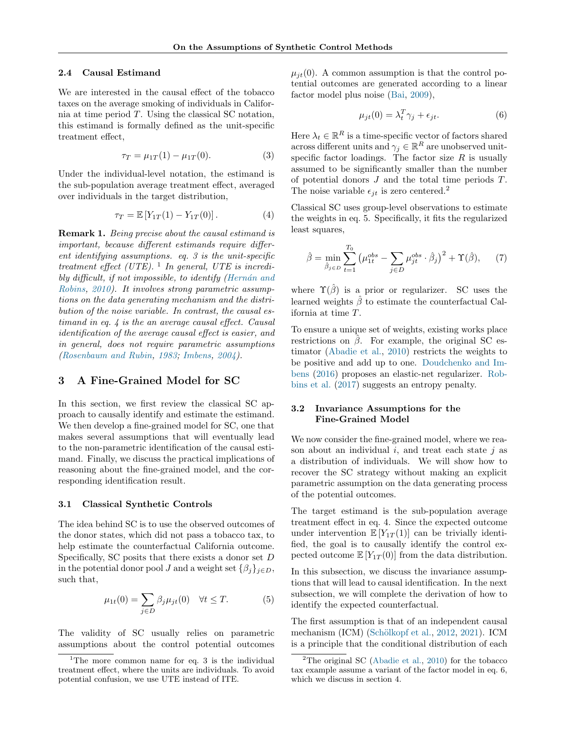### 2.4 Causal Estimand

We are interested in the causal effect of the tobacco taxes on the average smoking of individuals in California at time period $T$. Using the classical SC notation, this estimand is formally defined as the unit-specific treatment effect,

$$\tau_T = \mu_{1T}(1) - \mu_{1T}(0). \tag{3}$$

Under the individual-level notation, the estimand is the sub-population average treatment effect, averaged over individuals in the target distribution,

$$\tau_T = \mathbb{E}\left[Y_{1T}(1) - Y_{1T}(0)\right]. \tag{4}$$

**Remark 1.** *Being precise about the causal estimand is important, because different estimands require different identifying assumptions. eq. 3 is the unit-specific treatment effect (UTE).* [1] *In general, UTE is incredibly difficult, if not impossible, to identify (Hernán and Robins, 2010). It involves strong parametric assumptions on the data generating mechanism and the distribution of the noise variable. In contrast, the causal estimand in eq. 4 is the an average causal effect. Causal identification of the average causal effect is easier, and in general, does not require parametric assumptions (Rosenbaum and Rubin, 1983; Imbens, 2004).*

## 3 A Fine-Grained Model for SC

In this section, we first review the classical SC approach to causally identify and estimate the estimand. We then develop a fine-grained model for SC, one that makes several assumptions that will eventually lead to the non-parametric identification of the causal estimand. Finally, we discuss the practical implications of reasoning about the fine-grained model, and the corresponding identification result.

### 3.1 Classical Synthetic Controls

The idea behind SC is to use the observed outcomes of the donor states, which did not pass a tobacco tax, to help estimate the counterfactual California outcome. Specifically, SC posits that there exists a donor set $D$ in the potential donor pool $J$ and a weight set $\{\beta_j\}_{j\in D}$, such that,

$$\mu_{1t}(0) = \sum_{j\in D} \beta_j \mu_{jt}(0) \quad \forall t \leq T. \tag{5}$$

The validity of SC usually relies on parametric assumptions about the control potential outcomes $\mu_{jt}(0)$. A common assumption is that the control potential outcomes are generated according to a linear factor model plus noise (Bai, 2009),

$$\mu_{jt}(0) = \lambda_t^T \gamma_j + \epsilon_{jt}. \tag{6}$$

Here $\lambda_t \in \mathbb{R}^R$ is a time-specific vector of factors shared across different units and $\gamma_j \in \mathbb{R}^R$ are unobserved unit-specific factor loadings. The factor size $R$ is usually assumed to be significantly smaller than the number of potential donors $J$ and the total time periods $T$. The noise variable $\epsilon_{jt}$ is zero centered.[2]

Classical SC uses group-level observations to estimate the weights in eq. 5. Specifically, it fits the regularized least squares,

$$\hat{\beta} = \min_{\hat{\beta}_{j\in D}} \sum_{t=1}^{T_0} \left(\mu_{1t}^{obs} - \sum_{j\in D} \mu_{jt}^{obs} \cdot \hat{\beta}_j\right)^2 + \Upsilon(\hat{\beta}), \tag{7}$$

where $\Upsilon(\hat{\beta})$ is a prior or regularizer. SC uses the learned weights $\hat{\beta}$ to estimate the counterfactual California at time $T$.

To ensure a unique set of weights, existing works place restrictions on $\hat{\beta}$. For example, the original SC estimator (Abadie et al., 2010) restricts the weights to be positive and add up to one. Doudchenko and Imbens (2016) proposes an elastic-net regularizer. Robbins et al. (2017) suggests an entropy penalty.

### 3.2 Invariance Assumptions for the Fine-Grained Model

We now consider the fine-grained model, where we reason about an individual $i$, and treat each state $j$ as a distribution of individuals. We will show how to recover the SC strategy without making an explicit parametric assumption on the data generating process of the potential outcomes.

The target estimand is the sub-population average treatment effect in eq. 4. Since the expected outcome under intervention $\mathbb{E}\left[Y_{1T}(1)\right]$ can be trivially identified, the goal is to causally identify the control expected outcome $\mathbb{E}\left[Y_{1T}(0)\right]$ from the data distribution.

In this subsection, we discuss the invariance assumptions that will lead to causal identification. In the next subsection, we will complete the derivation of how to identify the expected counterfactual.

The first assumption is that of an independent causal mechanism (ICM) (Schölkopf et al., 2012, 2021). ICM is a principle that the conditional distribution of each

[1] The more common name for eq. 3 is the individual treatment effect, where the units are individuals. To avoid potential confusion, we use UTE instead of ITE.

[2] The original SC (Abadie et al., 2010) for the tobacco tax example assume a variant of the factor model in eq. 6, which we discuss in section 4.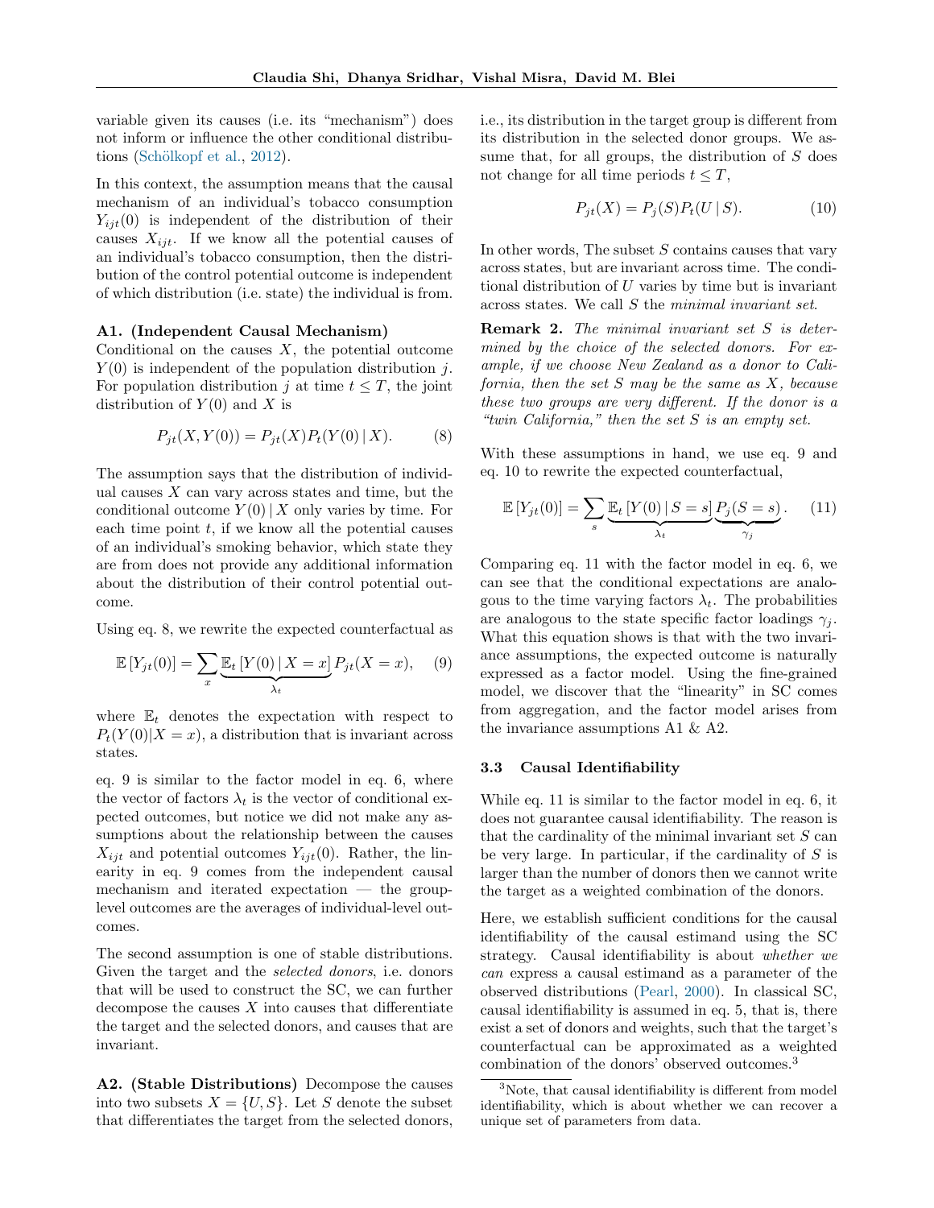variable given its causes (i.e. its "mechanism") does not inform or influence the other conditional distributions (Schölkopf et al., 2012).

In this context, the assumption means that the causal mechanism of an individual's tobacco consumption $Y_{ijt}(0)$ is independent of the distribution of their causes $X_{ijt}$. If we know all the potential causes of an individual's tobacco consumption, then the distribution of the control potential outcome is independent of which distribution (i.e. state) the individual is from.

**A1. (Independent Causal Mechanism)** Conditional on the causes $X$, the potential outcome $Y(0)$ is independent of the population distribution $j$. For population distribution $j$ at time $t \leq T$, the joint distribution of $Y(0)$ and $X$ is

$$P_{jt}(X, Y(0)) = P_{jt}(X) P_t(Y(0) \mid X). \tag{8}$$

The assumption says that the distribution of individual causes $X$ can vary across states and time, but the conditional outcome $Y(0) \mid X$ only varies by time. For each time point $t$, if we know all the potential causes of an individual's smoking behavior, which state they are from does not provide any additional information about the distribution of their control potential outcome.

Using eq. 8, we rewrite the expected counterfactual as

$$\mathbb{E}\left[Y_{jt}(0)\right] = \sum_x \underbrace{\mathbb{E}_t\left[Y(0) \mid X = x\right]}_{\lambda_t} P_{jt}(X = x), \tag{9}$$

where $\mathbb{E}_t$ denotes the expectation with respect to $P_t(Y(0)|X = x)$, a distribution that is invariant across states.

eq. 9 is similar to the factor model in eq. 6, where the vector of factors $\lambda_t$ is the vector of conditional expected outcomes, but notice we did not make any assumptions about the relationship between the causes $X_{ijt}$ and potential outcomes $Y_{ijt}(0)$. Rather, the linearity in eq. 9 comes from the independent causal mechanism and iterated expectation — the group-level outcomes are the averages of individual-level outcomes.

The second assumption is one of stable distributions. Given the target and the *selected donors*, i.e. donors that will be used to construct the SC, we can further decompose the causes $X$ into causes that differentiate the target and the selected donors, and causes that are invariant.

**A2. (Stable Distributions)** Decompose the causes into two subsets $X = \{U, S\}$. Let $S$ denote the subset that differentiates the target from the selected donors, i.e., its distribution in the target group is different from its distribution in the selected donor groups. We assume that, for all groups, the distribution of $S$ does not change for all time periods $t \leq T$,

$$P_{jt}(X) = P_j(S) P_t(U \mid S). \tag{10}$$

In other words, The subset $S$ contains causes that vary across states, but are invariant across time. The conditional distribution of $U$ varies by time but is invariant across states. We call $S$ the *minimal invariant set*.

**Remark 2.** *The minimal invariant set $S$ is determined by the choice of the selected donors. For example, if we choose New Zealand as a donor to California, then the set $S$ may be the same as $X$, because these two groups are very different. If the donor is a "twin California," then the set $S$ is an empty set.*

With these assumptions in hand, we use eq. 9 and eq. 10 to rewrite the expected counterfactual,

$$\mathbb{E}\left[Y_{jt}(0)\right] = \sum_s \underbrace{\mathbb{E}_t\left[Y(0) \mid S = s\right]}_{\lambda_t} \underbrace{P_j(S = s)}_{\gamma_j}. \tag{11}$$

Comparing eq. 11 with the factor model in eq. 6, we can see that the conditional expectations are analogous to the time varying factors $\lambda_t$. The probabilities are analogous to the state specific factor loadings $\gamma_j$. What this equation shows is that with the two invariance assumptions, the expected outcome is naturally expressed as a factor model. Using the fine-grained model, we discover that the "linearity" in SC comes from aggregation, and the factor model arises from the invariance assumptions A1 & A2.

### 3.3 Causal Identifiability

While eq. 11 is similar to the factor model in eq. 6, it does not guarantee causal identifiability. The reason is that the cardinality of the minimal invariant set $S$ can be very large. In particular, if the cardinality of $S$ is larger than the number of donors then we cannot write the target as a weighted combination of the donors.

Here, we establish sufficient conditions for the causal identifiability of the causal estimand using the SC strategy. Causal identifiability is about *whether we can* express a causal estimand as a parameter of the observed distributions (Pearl, 2000). In classical SC, causal identifiability is assumed in eq. 5, that is, there exist a set of donors and weights, such that the target's counterfactual can be approximated as a weighted combination of the donors' observed outcomes.[3]

[3]Note, that causal identifiability is different from model identifiability, which is about whether we can recover a unique set of parameters from data.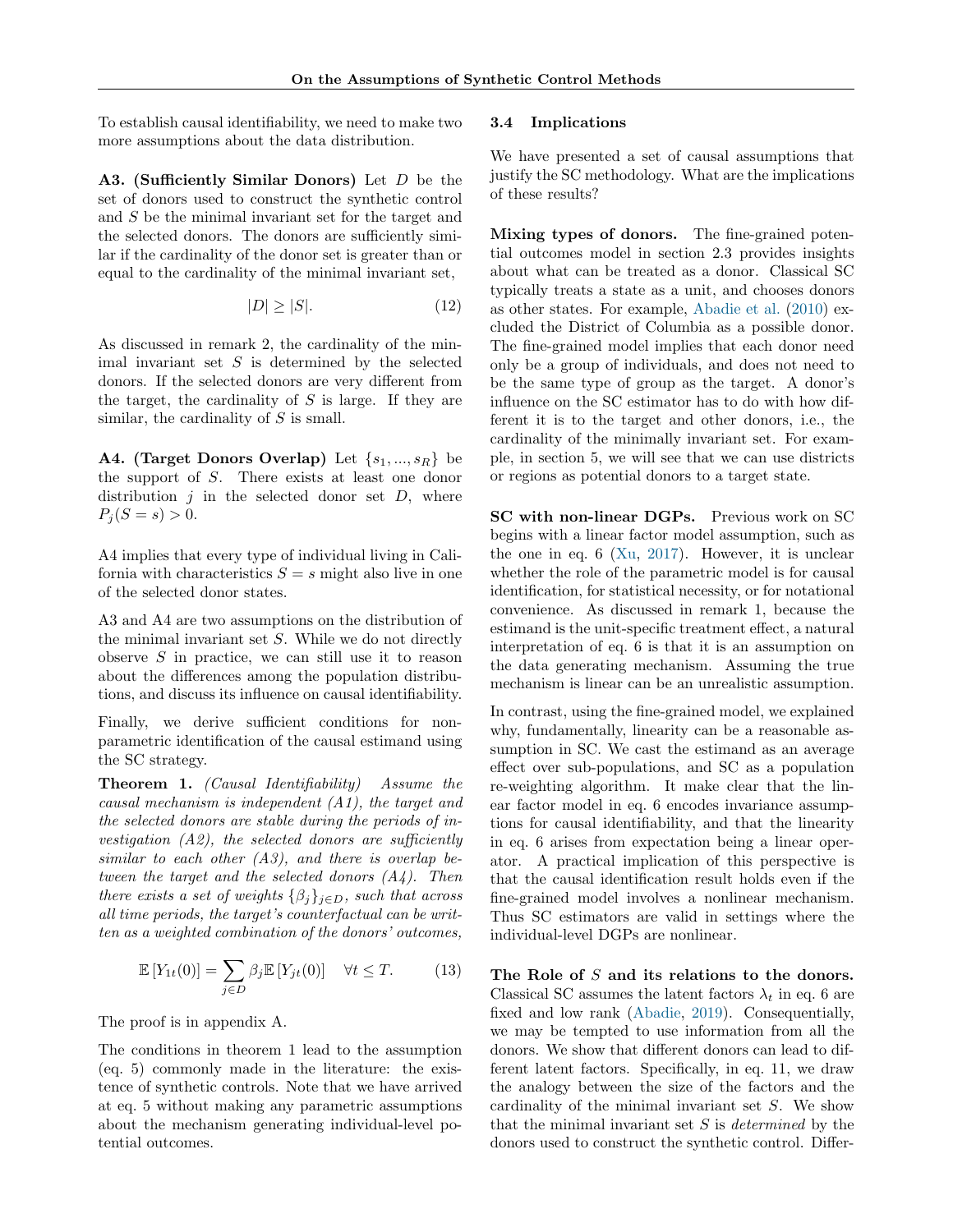To establish causal identifiability, we need to make two more assumptions about the data distribution.

**A3. (Sufficiently Similar Donors)** Let $D$ be the set of donors used to construct the synthetic control and $S$ be the minimal invariant set for the target and the selected donors. The donors are sufficiently similar if the cardinality of the donor set is greater than or equal to the cardinality of the minimal invariant set,

$$|D| \geq |S|. \tag{12}$$

As discussed in remark 2, the cardinality of the minimal invariant set $S$ is determined by the selected donors. If the selected donors are very different from the target, the cardinality of $S$ is large. If they are similar, the cardinality of $S$ is small.

**A4. (Target Donors Overlap)** Let $\{s_1, ..., s_R\}$ be the support of $S$. There exists at least one donor distribution $j$ in the selected donor set $D$, where $P_j(S = s) > 0$.

A4 implies that every type of individual living in California with characteristics $S = s$ might also live in one of the selected donor states.

A3 and A4 are two assumptions on the distribution of the minimal invariant set $S$. While we do not directly observe $S$ in practice, we can still use it to reason about the differences among the population distributions, and discuss its influence on causal identifiability.

Finally, we derive sufficient conditions for non-parametric identification of the causal estimand using the SC strategy.

**Theorem 1.** *(Causal Identifiability) Assume the causal mechanism is independent (A1), the target and the selected donors are stable during the periods of investigation (A2), the selected donors are sufficiently similar to each other (A3), and there is overlap between the target and the selected donors (A4). Then there exists a set of weights $\{\beta_j\}_{j \in D}$, such that across all time periods, the target's counterfactual can be written as a weighted combination of the donors' outcomes,*

$$\mathbb{E}[Y_{1t}(0)] = \sum_{j \in D} \beta_j \mathbb{E}[Y_{jt}(0)] \quad \forall t \leq T. \tag{13}$$

The proof is in appendix A.

The conditions in theorem 1 lead to the assumption (eq. 5) commonly made in the literature: the existence of synthetic controls. Note that we have arrived at eq. 5 without making any parametric assumptions about the mechanism generating individual-level potential outcomes.

### 3.4 Implications

We have presented a set of causal assumptions that justify the SC methodology. What are the implications of these results?

**Mixing types of donors.** The fine-grained potential outcomes model in section 2.3 provides insights about what can be treated as a donor. Classical SC typically treats a state as a unit, and chooses donors as other states. For example, Abadie et al. (2010) excluded the District of Columbia as a possible donor. The fine-grained model implies that each donor need only be a group of individuals, and does not need to be the same type of group as the target. A donor's influence on the SC estimator has to do with how different it is to the target and other donors, i.e., the cardinality of the minimally invariant set. For example, in section 5, we will see that we can use districts or regions as potential donors to a target state.

**SC with non-linear DGPs.** Previous work on SC begins with a linear factor model assumption, such as the one in eq. 6 (Xu, 2017). However, it is unclear whether the role of the parametric model is for causal identification, for statistical necessity, or for notational convenience. As discussed in remark 1, because the estimand is the unit-specific treatment effect, a natural interpretation of eq. 6 is that it is an assumption on the data generating mechanism. Assuming the true mechanism is linear can be an unrealistic assumption.

In contrast, using the fine-grained model, we explained why, fundamentally, linearity can be a reasonable assumption in SC. We cast the estimand as an average effect over sub-populations, and SC as a population re-weighting algorithm. It make clear that the linear factor model in eq. 6 encodes invariance assumptions for causal identifiability, and that the linearity in eq. 6 arises from expectation being a linear operator. A practical implication of this perspective is that the causal identification result holds even if the fine-grained model involves a nonlinear mechanism. Thus SC estimators are valid in settings where the individual-level DGPs are nonlinear.

**The Role of $S$ and its relations to the donors.** Classical SC assumes the latent factors $\lambda_t$ in eq. 6 are fixed and low rank (Abadie, 2019). Consequentially, we may be tempted to use information from all the donors. We show that different donors can lead to different latent factors. Specifically, in eq. 11, we draw the analogy between the size of the factors and the cardinality of the minimal invariant set $S$. We show that the minimal invariant set $S$ is *determined* by the donors used to construct the synthetic control. Differ-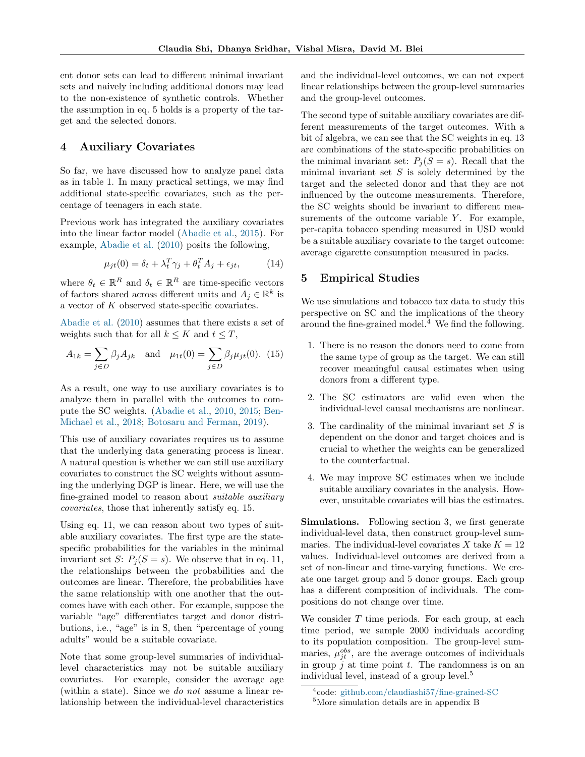ent donor sets can lead to different minimal invariant sets and naively including additional donors may lead to the non-existence of synthetic controls. Whether the assumption in eq. 5 holds is a property of the target and the selected donors.

## 4 Auxiliary Covariates

So far, we have discussed how to analyze panel data as in table 1. In many practical settings, we may find additional state-specific covariates, such as the percentage of teenagers in each state.

Previous work has integrated the auxiliary covariates into the linear factor model (Abadie et al., 2015). For example, Abadie et al. (2010) posits the following,

$$\mu_{jt}(0) = \delta_t + \lambda_t^T \gamma_j + \theta_t^T A_j + \epsilon_{jt}, \tag{14}$$

where $\theta_t \in \mathbb{R}^R$ and $\delta_t \in \mathbb{R}^R$ are time-specific vectors of factors shared across different units and $A_j \in \mathbb{R}^k$ is a vector of $K$ observed state-specific covariates.

Abadie et al. (2010) assumes that there exists a set of weights such that for all $k \leq K$ and $t \leq T$,

$$A_{1k} = \sum_{j \in D} \beta_j A_{jk} \quad \text{and} \quad \mu_{1t}(0) = \sum_{j \in D} \beta_j \mu_{jt}(0). \tag{15}$$

As a result, one way to use auxiliary covariates is to analyze them in parallel with the outcomes to compute the SC weights. (Abadie et al., 2010, 2015; Ben-Michael et al., 2018; Botosaru and Ferman, 2019).

This use of auxiliary covariates requires us to assume that the underlying data generating process is linear. A natural question is whether we can still use auxiliary covariates to construct the SC weights without assuming the underlying DGP is linear. Here, we will use the fine-grained model to reason about *suitable auxiliary covariates*, those that inherently satisfy eq. 15.

Using eq. 11, we can reason about two types of suitable auxiliary covariates. The first type are the state-specific probabilities for the variables in the minimal invariant set $S$: $P_j(S = s)$. We observe that in eq. 11, the relationships between the probabilities and the outcomes are linear. Therefore, the probabilities have the same relationship with one another that the outcomes have with each other. For example, suppose the variable "age" differentiates target and donor distributions, i.e., "age" is in S, then "percentage of young adults" would be a suitable covariate.

Note that some group-level summaries of individual-level characteristics may not be suitable auxiliary covariates. For example, consider the average age (within a state). Since we *do not* assume a linear relationship between the individual-level characteristics and the individual-level outcomes, we can not expect linear relationships between the group-level summaries and the group-level outcomes.

The second type of suitable auxiliary covariates are different measurements of the target outcomes. With a bit of algebra, we can see that the SC weights in eq. 13 are combinations of the state-specific probabilities on the minimal invariant set: $P_j(S = s)$. Recall that the minimal invariant set $S$ is solely determined by the target and the selected donor and that they are not influenced by the outcome measurements. Therefore, the SC weights should be invariant to different measurements of the outcome variable $Y$. For example, per-capita tobacco spending measured in USD would be a suitable auxiliary covariate to the target outcome: average cigarette consumption measured in packs.

## 5 Empirical Studies

We use simulations and tobacco tax data to study this perspective on SC and the implications of the theory around the fine-grained model.[4] We find the following.

1. There is no reason the donors need to come from the same type of group as the target. We can still recover meaningful causal estimates when using donors from a different type.
2. The SC estimators are valid even when the individual-level causal mechanisms are nonlinear.
3. The cardinality of the minimal invariant set $S$ is dependent on the donor and target choices and is crucial to whether the weights can be generalized to the counterfactual.
4. We may improve SC estimates when we include suitable auxiliary covariates in the analysis. However, unsuitable covariates will bias the estimates.

**Simulations.** Following section 3, we first generate individual-level data, then construct group-level summaries. The individual-level covariates $X$ take $K = 12$ values. Individual-level outcomes are derived from a set of non-linear and time-varying functions. We create one target group and 5 donor groups. Each group has a different composition of individuals. The compositions do not change over time.

We consider $T$ time periods. For each group, at each time period, we sample 2000 individuals according to its population composition. The group-level summaries, $\mu_{jt}^{obs}$, are the average outcomes of individuals in group $j$ at time point $t$. The randomness is on an individual level, instead of a group level.[5]

[4] code: github.com/claudiashi57/fine-grained-SC

[5] More simulation details are in appendix B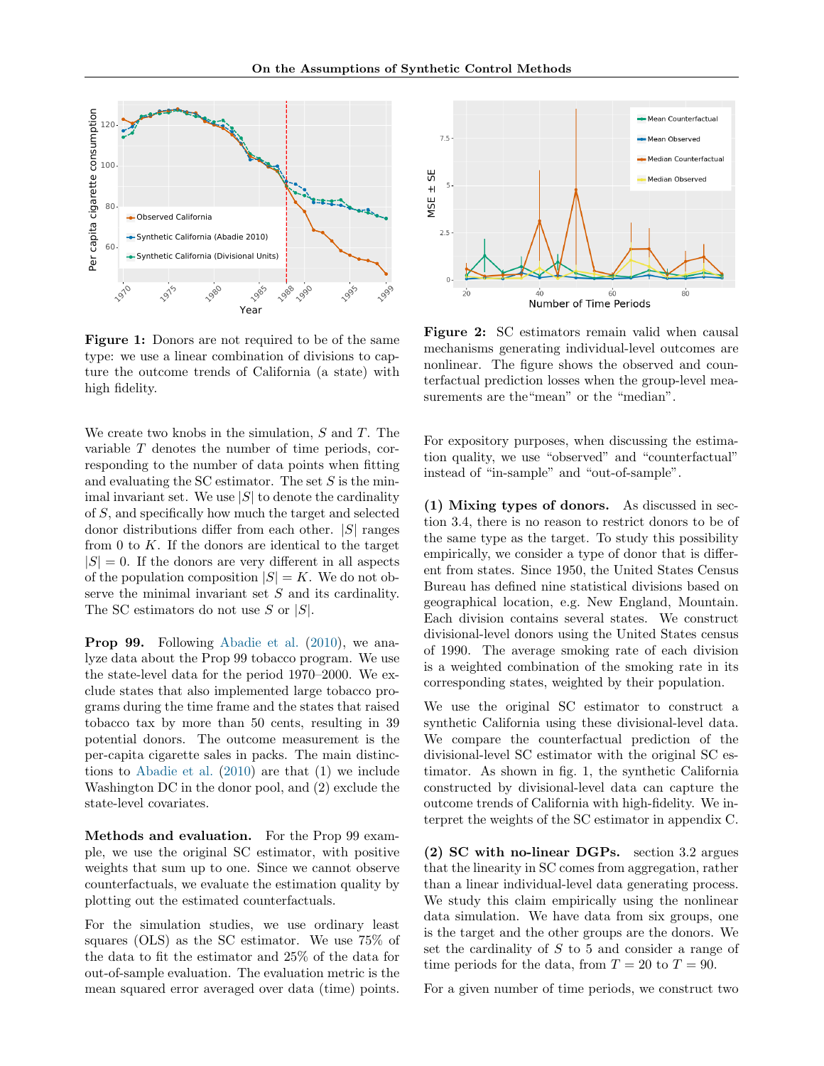**Figure 1:** Donors are not required to be of the same type: we use a linear combination of divisions to capture the outcome trends of California (a state) with high fidelity.

**Figure 2:** SC estimators remain valid when causal mechanisms generating individual-level outcomes are nonlinear. The figure shows the observed and counterfactual prediction losses when the group-level measurements are the"mean" or the "median".

We create two knobs in the simulation, $S$ and $T$. The variable $T$ denotes the number of time periods, corresponding to the number of data points when fitting and evaluating the SC estimator. The set $S$ is the minimal invariant set. We use $|S|$ to denote the cardinality of $S$, and specifically how much the target and selected donor distributions differ from each other. $|S|$ ranges from 0 to $K$. If the donors are identical to the target $|S| = 0$. If the donors are very different in all aspects of the population composition $|S| = K$. We do not observe the minimal invariant set $S$ and its cardinality. The SC estimators do not use $S$ or $|S|$.

**Prop 99.** Following Abadie et al. (2010), we analyze data about the Prop 99 tobacco program. We use the state-level data for the period 1970–2000. We exclude states that also implemented large tobacco programs during the time frame and the states that raised tobacco tax by more than 50 cents, resulting in 39 potential donors. The outcome measurement is the per-capita cigarette sales in packs. The main distinctions to Abadie et al. (2010) are that (1) we include Washington DC in the donor pool, and (2) exclude the state-level covariates.

**Methods and evaluation.** For the Prop 99 example, we use the original SC estimator, with positive weights that sum up to one. Since we cannot observe counterfactuals, we evaluate the estimation quality by plotting out the estimated counterfactuals.

For the simulation studies, we use ordinary least squares (OLS) as the SC estimator. We use 75% of the data to fit the estimator and 25% of the data for out-of-sample evaluation. The evaluation metric is the mean squared error averaged over data (time) points. For expository purposes, when discussing the estimation quality, we use "observed" and "counterfactual" instead of "in-sample" and "out-of-sample".

**(1) Mixing types of donors.** As discussed in section 3.4, there is no reason to restrict donors to be of the same type as the target. To study this possibility empirically, we consider a type of donor that is different from states. Since 1950, the United States Census Bureau has defined nine statistical divisions based on geographical location, e.g. New England, Mountain. Each division contains several states. We construct divisional-level donors using the United States census of 1990. The average smoking rate of each division is a weighted combination of the smoking rate in its corresponding states, weighted by their population.

We use the original SC estimator to construct a synthetic California using these divisional-level data. We compare the counterfactual prediction of the divisional-level SC estimator with the original SC estimator. As shown in fig. 1, the synthetic California constructed by divisional-level data can capture the outcome trends of California with high-fidelity. We interpret the weights of the SC estimator in appendix C.

**(2) SC with no-linear DGPs.** section 3.2 argues that the linearity in SC comes from aggregation, rather than a linear individual-level data generating process. We study this claim empirically using the nonlinear data simulation. We have data from six groups, one is the target and the other groups are the donors. We set the cardinality of $S$ to 5 and consider a range of time periods for the data, from $T = 20$ to $T = 90$.

For a given number of time periods, we construct two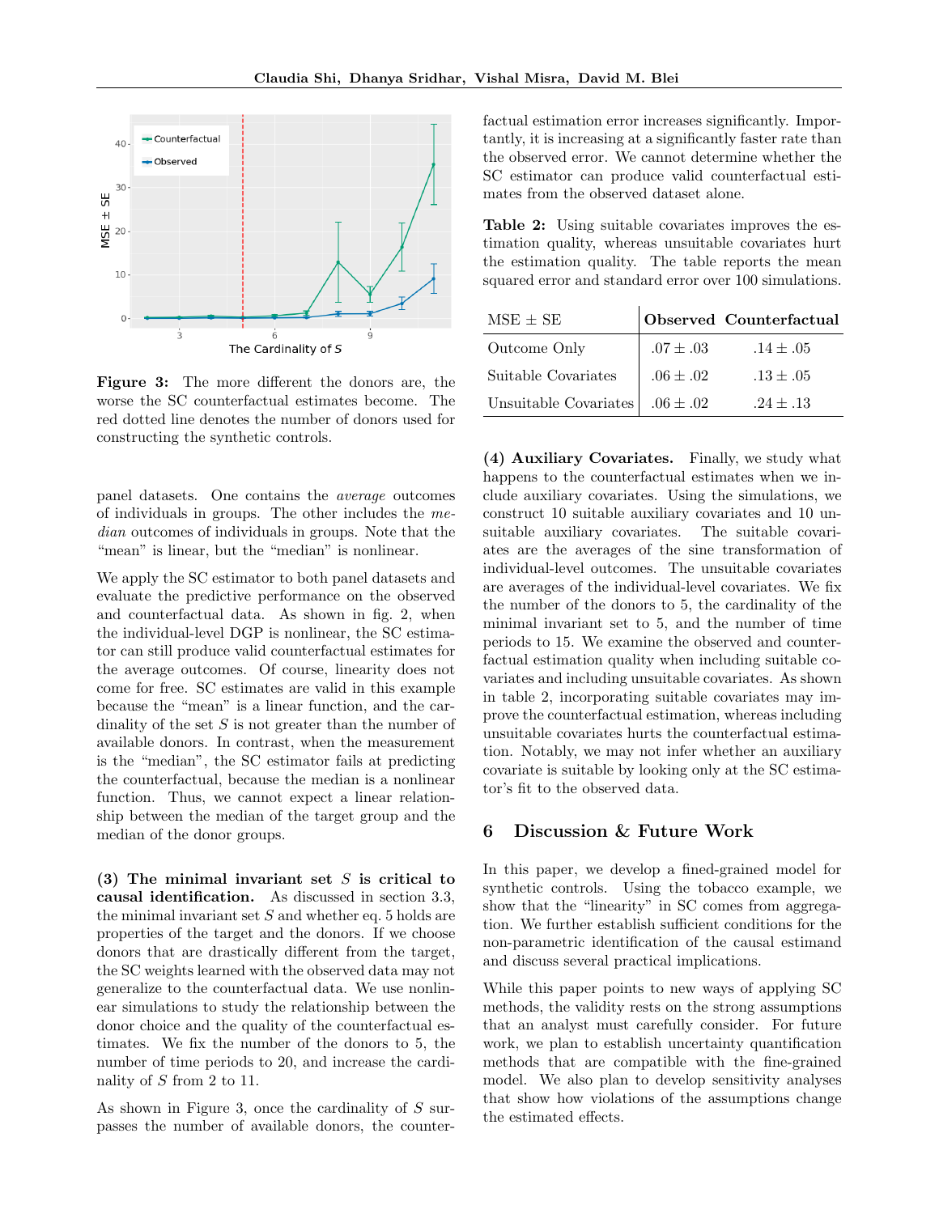**Figure 3:** The more different the donors are, the worse the SC counterfactual estimates become. The red dotted line denotes the number of donors used for constructing the synthetic controls.

panel datasets. One contains the *average* outcomes of individuals in groups. The other includes the *median* outcomes of individuals in groups. Note that the "mean" is linear, but the "median" is nonlinear.

We apply the SC estimator to both panel datasets and evaluate the predictive performance on the observed and counterfactual data. As shown in fig. 2, when the individual-level DGP is nonlinear, the SC estimator can still produce valid counterfactual estimates for the average outcomes. Of course, linearity does not come for free. SC estimates are valid in this example because the "mean" is a linear function, and the cardinality of the set $S$ is not greater than the number of available donors. In contrast, when the measurement is the "median", the SC estimator fails at predicting the counterfactual, because the median is a nonlinear function. Thus, we cannot expect a linear relationship between the median of the target group and the median of the donor groups.

**(3) The minimal invariant set $S$ is critical to causal identification.** As discussed in section 3.3, the minimal invariant set $S$ and whether eq. 5 holds are properties of the target and the donors. If we choose donors that are drastically different from the target, the SC weights learned with the observed data may not generalize to the counterfactual data. We use nonlinear simulations to study the relationship between the donor choice and the quality of the counterfactual estimates. We fix the number of the donors to 5, the number of time periods to 20, and increase the cardinality of $S$ from 2 to 11.

As shown in Figure 3, once the cardinality of $S$ surpasses the number of available donors, the counterfactual estimation error increases significantly. Importantly, it is increasing at a significantly faster rate than the observed error. We cannot determine whether the SC estimator can produce valid counterfactual estimates from the observed dataset alone.

**Table 2:** Using suitable covariates improves the estimation quality, whereas unsuitable covariates hurt the estimation quality. The table reports the mean squared error and standard error over 100 simulations.

| MSE ± SE | Observed | Counterfactual |
|---|---|---|
| Outcome Only | .07 ± .03 | .14 ± .05 |
| Suitable Covariates | .06 ± .02 | .13 ± .05 |
| Unsuitable Covariates | .06 ± .02 | .24 ± .13 |

**(4) Auxiliary Covariates.** Finally, we study what happens to the counterfactual estimates when we include auxiliary covariates. Using the simulations, we construct 10 suitable auxiliary covariates and 10 unsuitable auxiliary covariates. The suitable covariates are the averages of the sine transformation of individual-level outcomes. The unsuitable covariates are averages of the individual-level covariates. We fix the number of the donors to 5, the cardinality of the minimal invariant set to 5, and the number of time periods to 15. We examine the observed and counterfactual estimation quality when including suitable covariates and including unsuitable covariates. As shown in table 2, incorporating suitable covariates may improve the counterfactual estimation, whereas including unsuitable covariates hurts the counterfactual estimation. Notably, we may not infer whether an auxiliary covariate is suitable by looking only at the SC estimator's fit to the observed data.

## 6 Discussion & Future Work

In this paper, we develop a fined-grained model for synthetic controls. Using the tobacco example, we show that the "linearity" in SC comes from aggregation. We further establish sufficient conditions for the non-parametric identification of the causal estimand and discuss several practical implications.

While this paper points to new ways of applying SC methods, the validity rests on the strong assumptions that an analyst must carefully consider. For future work, we plan to establish uncertainty quantification methods that are compatible with the fine-grained model. We also plan to develop sensitivity analyses that show how violations of the assumptions change the estimated effects.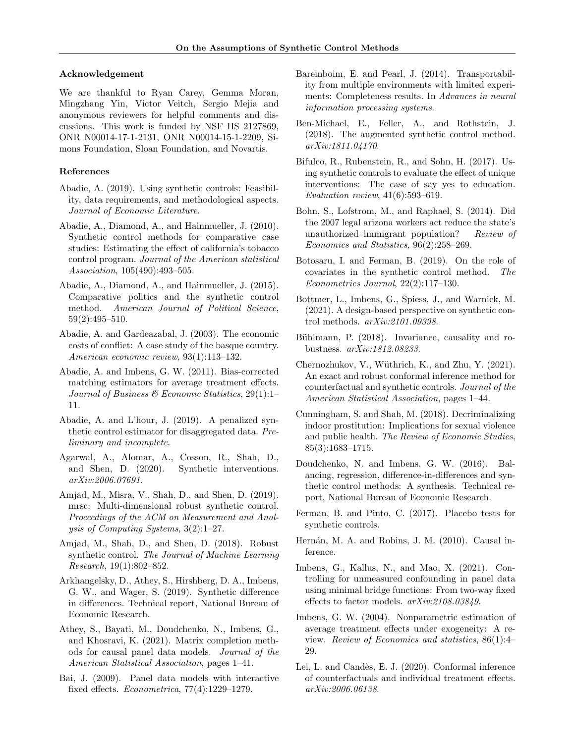### Acknowledgement

We are thankful to Ryan Carey, Gemma Moran, Mingzhang Yin, Victor Veitch, Sergio Mejia and anonymous reviewers for helpful comments and discussions. This work is funded by NSF IIS 2127869, ONR N00014-17-1-2131, ONR N00014-15-1-2209, Simons Foundation, Sloan Foundation, and Novartis.

### References

Abadie, A. (2019). Using synthetic controls: Feasibility, data requirements, and methodological aspects. *Journal of Economic Literature*.

Abadie, A., Diamond, A., and Hainmueller, J. (2010). Synthetic control methods for comparative case studies: Estimating the effect of california's tobacco control program. *Journal of the American statistical Association*, 105(490):493–505.

Abadie, A., Diamond, A., and Hainmueller, J. (2015). Comparative politics and the synthetic control method. *American Journal of Political Science*, 59(2):495–510.

Abadie, A. and Gardeazabal, J. (2003). The economic costs of conflict: A case study of the basque country. *American economic review*, 93(1):113–132.

Abadie, A. and Imbens, G. W. (2011). Bias-corrected matching estimators for average treatment effects. *Journal of Business & Economic Statistics*, 29(1):1–11.

Abadie, A. and L'hour, J. (2019). A penalized synthetic control estimator for disaggregated data. *Preliminary and incomplete*.

Agarwal, A., Alomar, A., Cosson, R., Shah, D., and Shen, D. (2020). Synthetic interventions. *arXiv:2006.07691*.

Amjad, M., Misra, V., Shah, D., and Shen, D. (2019). mrsc: Multi-dimensional robust synthetic control. *Proceedings of the ACM on Measurement and Analysis of Computing Systems*, 3(2):1–27.

Amjad, M., Shah, D., and Shen, D. (2018). Robust synthetic control. *The Journal of Machine Learning Research*, 19(1):802–852.

Arkhangelsky, D., Athey, S., Hirshberg, D. A., Imbens, G. W., and Wager, S. (2019). Synthetic difference in differences. Technical report, National Bureau of Economic Research.

Athey, S., Bayati, M., Doudchenko, N., Imbens, G., and Khosravi, K. (2021). Matrix completion methods for causal panel data models. *Journal of the American Statistical Association*, pages 1–41.

Bai, J. (2009). Panel data models with interactive fixed effects. *Econometrica*, 77(4):1229–1279.

Bareinboim, E. and Pearl, J. (2014). Transportability from multiple environments with limited experiments: Completeness results. In *Advances in neural information processing systems*.

Ben-Michael, E., Feller, A., and Rothstein, J. (2018). The augmented synthetic control method. *arXiv:1811.04170*.

Bifulco, R., Rubenstein, R., and Sohn, H. (2017). Using synthetic controls to evaluate the effect of unique interventions: The case of say yes to education. *Evaluation review*, 41(6):593–619.

Bohn, S., Lofstrom, M., and Raphael, S. (2014). Did the 2007 legal arizona workers act reduce the state's unauthorized immigrant population? *Review of Economics and Statistics*, 96(2):258–269.

Botosaru, I. and Ferman, B. (2019). On the role of covariates in the synthetic control method. *The Econometrics Journal*, 22(2):117–130.

Bottmer, L., Imbens, G., Spiess, J., and Warnick, M. (2021). A design-based perspective on synthetic control methods. *arXiv:2101.09398*.

Bühlmann, P. (2018). Invariance, causality and robustness. *arXiv:1812.08233*.

Chernozhukov, V., Wüthrich, K., and Zhu, Y. (2021). An exact and robust conformal inference method for counterfactual and synthetic controls. *Journal of the American Statistical Association*, pages 1–44.

Cunningham, S. and Shah, M. (2018). Decriminalizing indoor prostitution: Implications for sexual violence and public health. *The Review of Economic Studies*, 85(3):1683–1715.

Doudchenko, N. and Imbens, G. W. (2016). Balancing, regression, difference-in-differences and synthetic control methods: A synthesis. Technical report, National Bureau of Economic Research.

Ferman, B. and Pinto, C. (2017). Placebo tests for synthetic controls.

Hernán, M. A. and Robins, J. M. (2010). Causal inference.

Imbens, G., Kallus, N., and Mao, X. (2021). Controlling for unmeasured confounding in panel data using minimal bridge functions: From two-way fixed effects to factor models. *arXiv:2108.03849*.

Imbens, G. W. (2004). Nonparametric estimation of average treatment effects under exogeneity: A review. *Review of Economics and statistics*, 86(1):4–29.

Lei, L. and Candès, E. J. (2020). Conformal inference of counterfactuals and individual treatment effects. *arXiv:2006.06138*.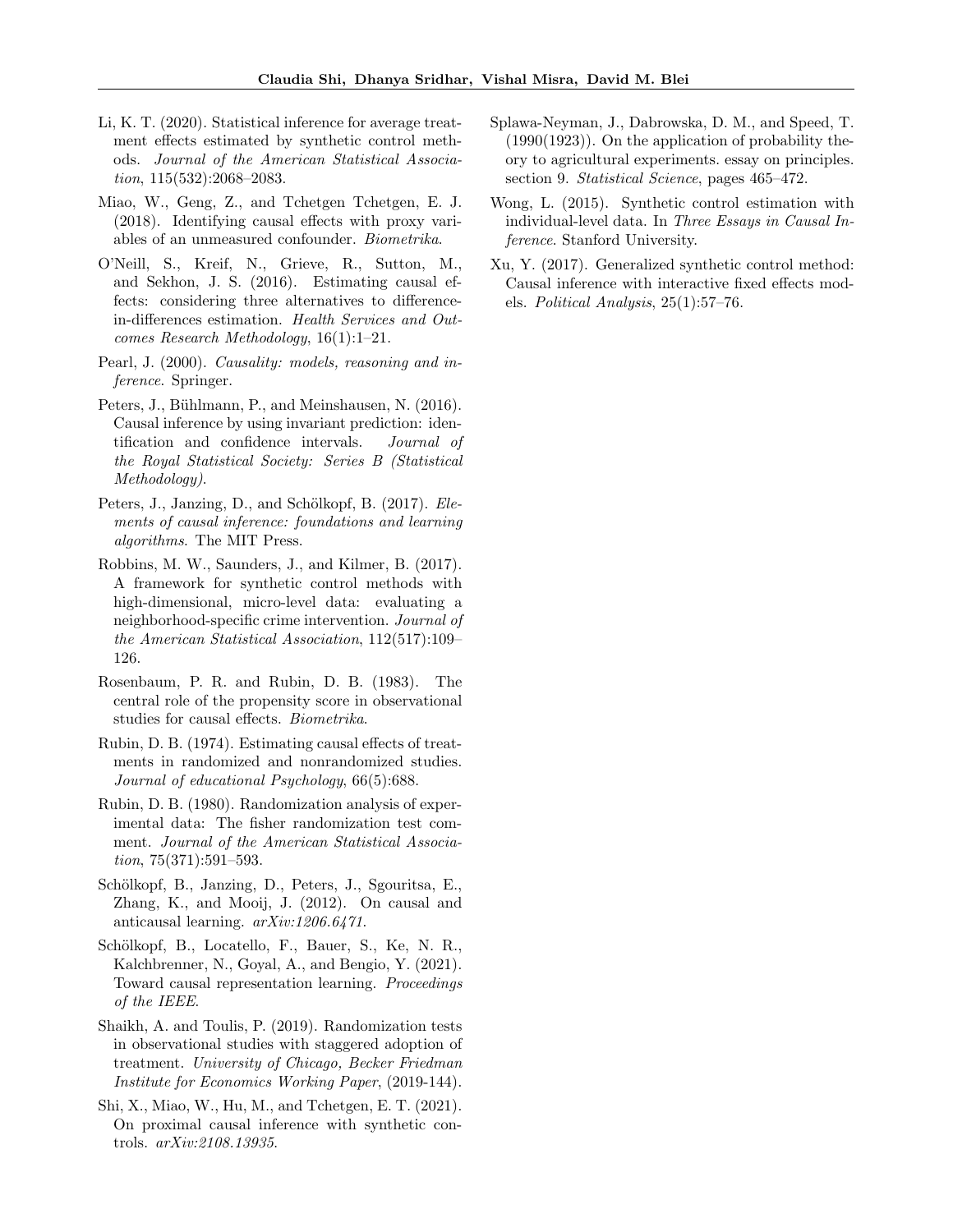Li, K. T. (2020). Statistical inference for average treatment effects estimated by synthetic control methods. *Journal of the American Statistical Association*, 115(532):2068–2083.

Miao, W., Geng, Z., and Tchetgen Tchetgen, E. J. (2018). Identifying causal effects with proxy variables of an unmeasured confounder. *Biometrika*.

O'Neill, S., Kreif, N., Grieve, R., Sutton, M., and Sekhon, J. S. (2016). Estimating causal effects: considering three alternatives to difference-in-differences estimation. *Health Services and Outcomes Research Methodology*, 16(1):1–21.

Pearl, J. (2000). *Causality: models, reasoning and inference*. Springer.

Peters, J., Bühlmann, P., and Meinshausen, N. (2016). Causal inference by using invariant prediction: identification and confidence intervals. *Journal of the Royal Statistical Society: Series B (Statistical Methodology)*.

Peters, J., Janzing, D., and Schölkopf, B. (2017). *Elements of causal inference: foundations and learning algorithms*. The MIT Press.

Robbins, M. W., Saunders, J., and Kilmer, B. (2017). A framework for synthetic control methods with high-dimensional, micro-level data: evaluating a neighborhood-specific crime intervention. *Journal of the American Statistical Association*, 112(517):109–126.

Rosenbaum, P. R. and Rubin, D. B. (1983). The central role of the propensity score in observational studies for causal effects. *Biometrika*.

Rubin, D. B. (1974). Estimating causal effects of treatments in randomized and nonrandomized studies. *Journal of educational Psychology*, 66(5):688.

Rubin, D. B. (1980). Randomization analysis of experimental data: The fisher randomization test comment. *Journal of the American Statistical Association*, 75(371):591–593.

Schölkopf, B., Janzing, D., Peters, J., Sgouritsa, E., Zhang, K., and Mooij, J. (2012). On causal and anticausal learning. *arXiv:1206.6471*.

Schölkopf, B., Locatello, F., Bauer, S., Ke, N. R., Kalchbrenner, N., Goyal, A., and Bengio, Y. (2021). Toward causal representation learning. *Proceedings of the IEEE*.

Shaikh, A. and Toulis, P. (2019). Randomization tests in observational studies with staggered adoption of treatment. *University of Chicago, Becker Friedman Institute for Economics Working Paper*, (2019-144).

Shi, X., Miao, W., Hu, M., and Tchetgen, E. T. (2021). On proximal causal inference with synthetic controls. *arXiv:2108.13935*.

Splawa-Neyman, J., Dabrowska, D. M., and Speed, T. (1990(1923)). On the application of probability theory to agricultural experiments. essay on principles. section 9. *Statistical Science*, pages 465–472.

Wong, L. (2015). Synthetic control estimation with individual-level data. In *Three Essays in Causal Inference*. Stanford University.

Xu, Y. (2017). Generalized synthetic control method: Causal inference with interactive fixed effects models. *Political Analysis*, 25(1):57–76.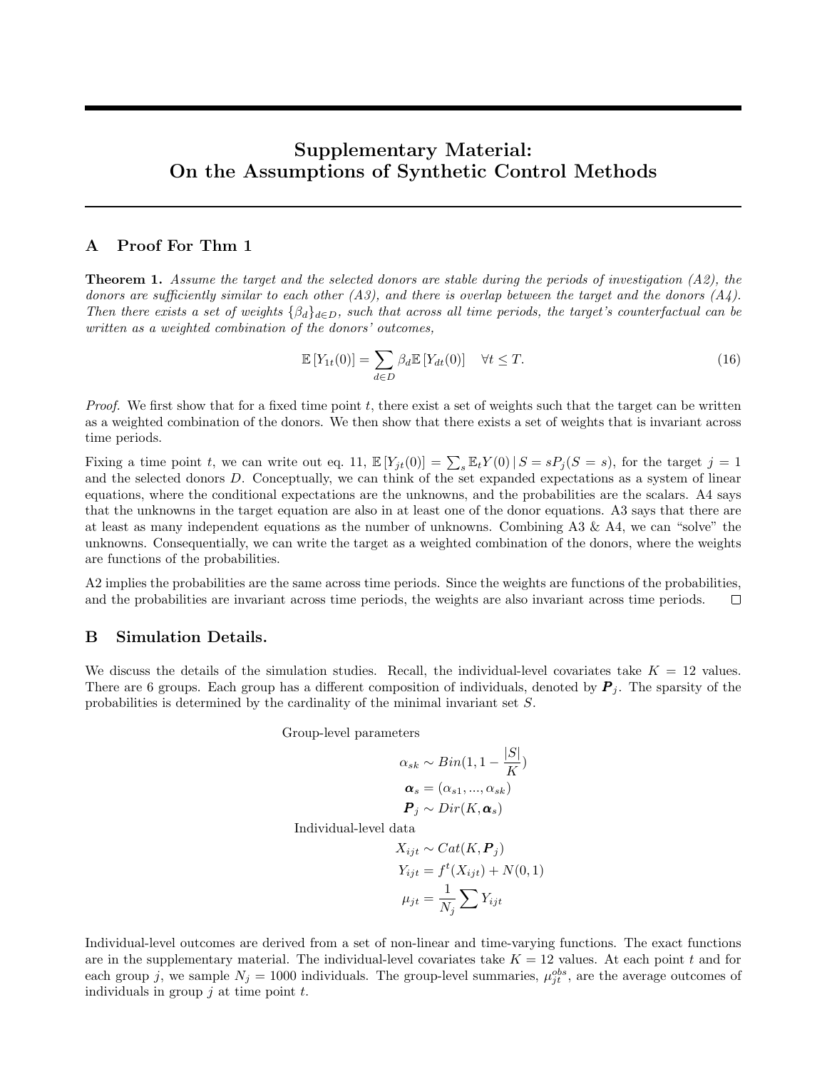# Supplementary Material: On the Assumptions of Synthetic Control Methods

## A Proof For Thm 1

**Theorem 1.** *Assume the target and the selected donors are stable during the periods of investigation (A2), the donors are sufficiently similar to each other (A3), and there is overlap between the target and the donors (A4). Then there exists a set of weights $\{\beta_d\}_{d \in D}$, such that across all time periods, the target's counterfactual can be written as a weighted combination of the donors' outcomes,*

$$\mathbb{E}\left[Y_{1t}(0)\right] = \sum_{d \in D} \beta_d \mathbb{E}\left[Y_{dt}(0)\right] \quad \forall t \leq T. \tag{16}$$

*Proof.* We first show that for a fixed time point $t$, there exist a set of weights such that the target can be written as a weighted combination of the donors. We then show that there exists a set of weights that is invariant across time periods.

Fixing a time point $t$, we can write out eq. 11, $\mathbb{E}\left[Y_{jt}(0)\right] = \sum_s \mathbb{E}_t Y(0) \mid S = s P_j(S = s)$, for the target $j = 1$ and the selected donors $D$. Conceptually, we can think of the set expanded expectations as a system of linear equations, where the conditional expectations are the unknowns, and the probabilities are the scalars. A4 says that the unknowns in the target equation are also in at least one of the donor equations. A3 says that there are at least as many independent equations as the number of unknowns. Combining A3 & A4, we can "solve" the unknowns. Consequentially, we can write the target as a weighted combination of the donors, where the weights are functions of the probabilities.

A2 implies the probabilities are the same across time periods. Since the weights are functions of the probabilities, and the probabilities are invariant across time periods, the weights are also invariant across time periods. □

## B Simulation Details.

We discuss the details of the simulation studies. Recall, the individual-level covariates take $K = 12$ values. There are 6 groups. Each group has a different composition of individuals, denoted by $\boldsymbol{P}_j$. The sparsity of the probabilities is determined by the cardinality of the minimal invariant set $S$.

Group-level parameters

$$\alpha_{sk} \sim Bin(1, 1 - \frac{|S|}{K})$$

$$\boldsymbol{\alpha}_s = (\alpha_{s1}, ..., \alpha_{sk})$$

$$\boldsymbol{P}_j \sim Dir(K, \boldsymbol{\alpha}_s)$$

Individual-level data

$$X_{ijt} \sim Cat(K, \boldsymbol{P}_j)$$

$$Y_{ijt} = f^t(X_{ijt}) + N(0, 1)$$

$$\mu_{jt} = \frac{1}{N_j} \sum Y_{ijt}$$

Individual-level outcomes are derived from a set of non-linear and time-varying functions. The exact functions are in the supplementary material. The individual-level covariates take $K = 12$ values. At each point $t$ and for each group $j$, we sample $N_j = 1000$ individuals. The group-level summaries, $\mu_{jt}^{obs}$, are the average outcomes of individuals in group $j$ at time point $t$.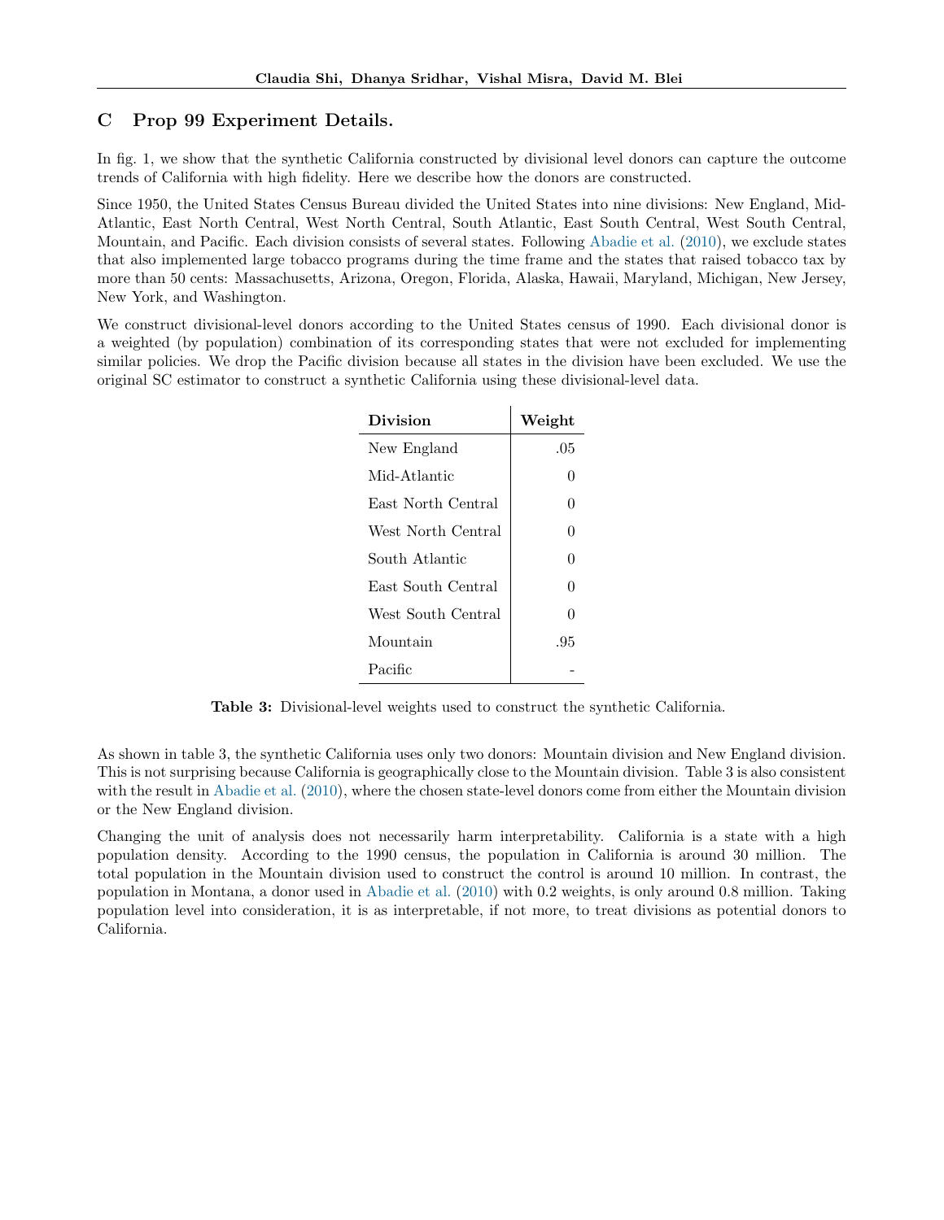## C Prop 99 Experiment Details.

In fig. 1, we show that the synthetic California constructed by divisional level donors can capture the outcome trends of California with high fidelity. Here we describe how the donors are constructed.

Since 1950, the United States Census Bureau divided the United States into nine divisions: New England, Mid-Atlantic, East North Central, West North Central, South Atlantic, East South Central, West South Central, Mountain, and Pacific. Each division consists of several states. Following Abadie et al. (2010), we exclude states that also implemented large tobacco programs during the time frame and the states that raised tobacco tax by more than 50 cents: Massachusetts, Arizona, Oregon, Florida, Alaska, Hawaii, Maryland, Michigan, New Jersey, New York, and Washington.

We construct divisional-level donors according to the United States census of 1990. Each divisional donor is a weighted (by population) combination of its corresponding states that were not excluded for implementing similar policies. We drop the Pacific division because all states in the division have been excluded. We use the original SC estimator to construct a synthetic California using these divisional-level data.

| **Division** | **Weight** |
|---|---|
| New England | .05 |
| Mid-Atlantic | 0 |
| East North Central | 0 |
| West North Central | 0 |
| South Atlantic | 0 |
| East South Central | 0 |
| West South Central | 0 |
| Mountain | .95 |
| Pacific | - |

**Table 3:** Divisional-level weights used to construct the synthetic California.

As shown in table 3, the synthetic California uses only two donors: Mountain division and New England division. This is not surprising because California is geographically close to the Mountain division. Table 3 is also consistent with the result in Abadie et al. (2010), where the chosen state-level donors come from either the Mountain division or the New England division.

Changing the unit of analysis does not necessarily harm interpretability. California is a state with a high population density. According to the 1990 census, the population in California is around 30 million. The total population in the Mountain division used to construct the control is around 10 million. In contrast, the population in Montana, a donor used in Abadie et al. (2010) with 0.2 weights, is only around 0.8 million. Taking population level into consideration, it is as interpretable, if not more, to treat divisions as potential donors to California.